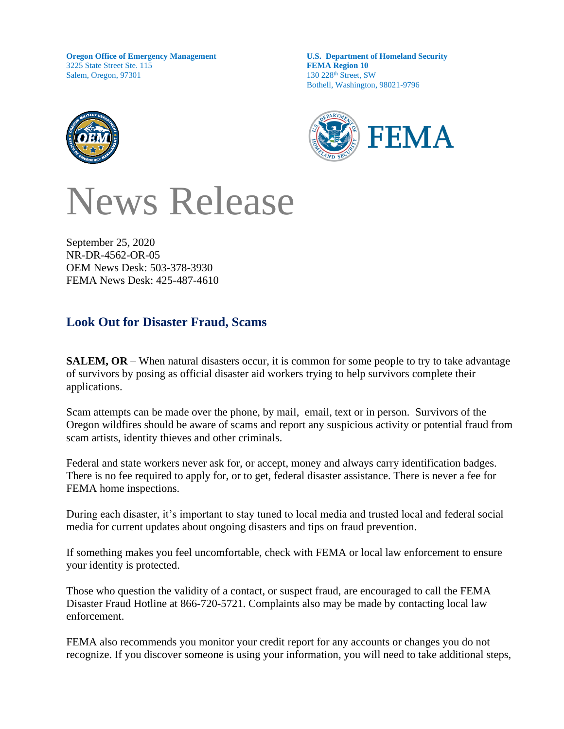**Oregon Office of Emergency Management**
3225 State Street Ste. 115
Salem, Oregon, 97301

**U.S. Department of Homeland Security**
**FEMA Region 10**
130 228th Street, SW
Bothell, Washington, 98021-9796

# News Release

September 25, 2020
NR-DR-4562-OR-05
OEM News Desk: 503-378-3930
FEMA News Desk: 425-487-4610

## Look Out for Disaster Fraud, Scams

**SALEM, OR** – When natural disasters occur, it is common for some people to try to take advantage of survivors by posing as official disaster aid workers trying to help survivors complete their applications.

Scam attempts can be made over the phone, by mail, email, text or in person. Survivors of the Oregon wildfires should be aware of scams and report any suspicious activity or potential fraud from scam artists, identity thieves and other criminals.

Federal and state workers never ask for, or accept, money and always carry identification badges. There is no fee required to apply for, or to get, federal disaster assistance. There is never a fee for FEMA home inspections.

During each disaster, it's important to stay tuned to local media and trusted local and federal social media for current updates about ongoing disasters and tips on fraud prevention.

If something makes you feel uncomfortable, check with FEMA or local law enforcement to ensure your identity is protected.

Those who question the validity of a contact, or suspect fraud, are encouraged to call the FEMA Disaster Fraud Hotline at 866-720-5721. Complaints also may be made by contacting local law enforcement.

FEMA also recommends you monitor your credit report for any accounts or changes you do not recognize. If you discover someone is using your information, you will need to take additional steps,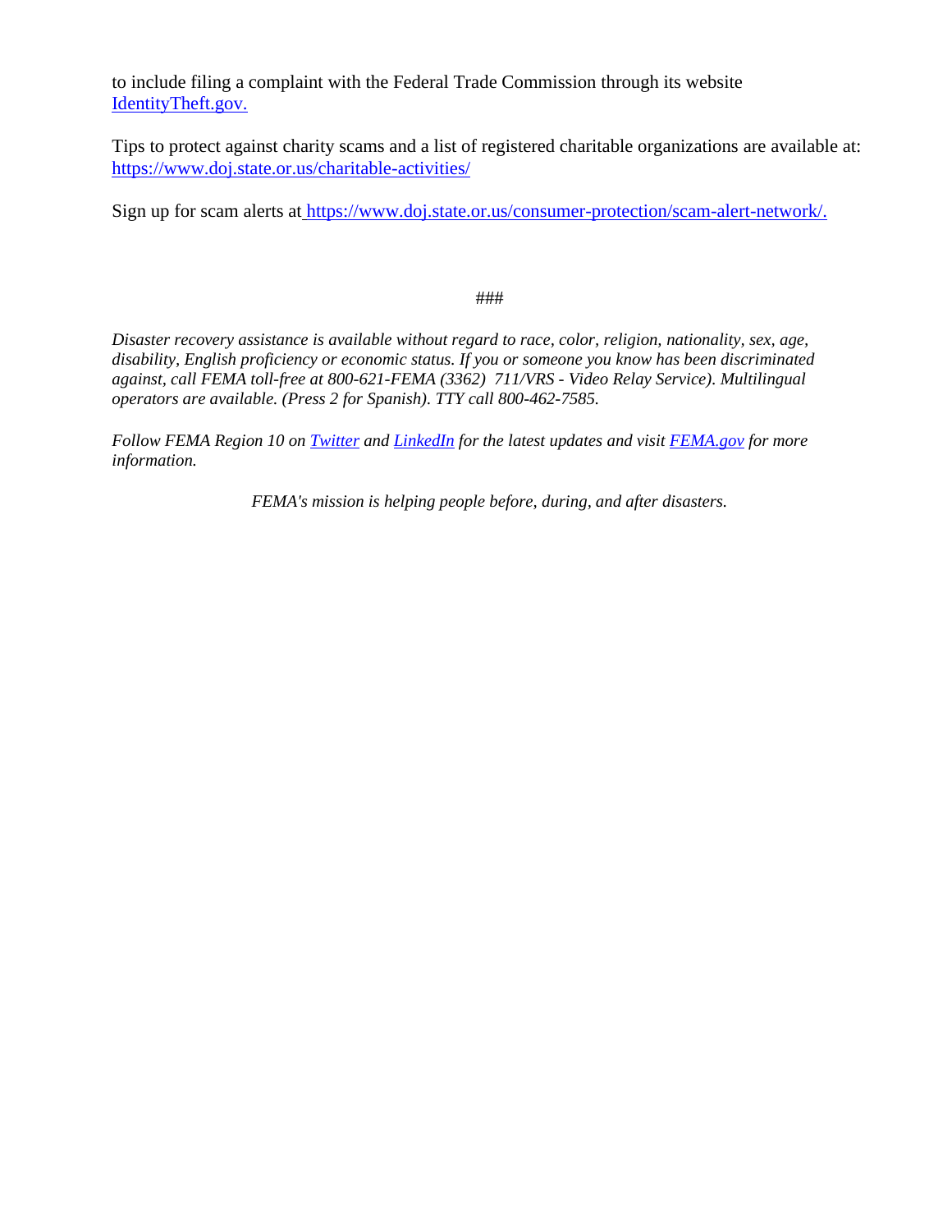to include filing a complaint with the Federal Trade Commission through its website IdentityTheft.gov.

Tips to protect against charity scams and a list of registered charitable organizations are available at: https://www.doj.state.or.us/charitable-activities/

Sign up for scam alerts at https://www.doj.state.or.us/consumer-protection/scam-alert-network/.

###

*Disaster recovery assistance is available without regard to race, color, religion, nationality, sex, age, disability, English proficiency or economic status. If you or someone you know has been discriminated against, call FEMA toll-free at 800-621-FEMA (3362) 711/VRS - Video Relay Service). Multilingual operators are available. (Press 2 for Spanish). TTY call 800-462-7585.*

*Follow FEMA Region 10 on Twitter and LinkedIn for the latest updates and visit FEMA.gov for more information.*

*FEMA's mission is helping people before, during, and after disasters.*